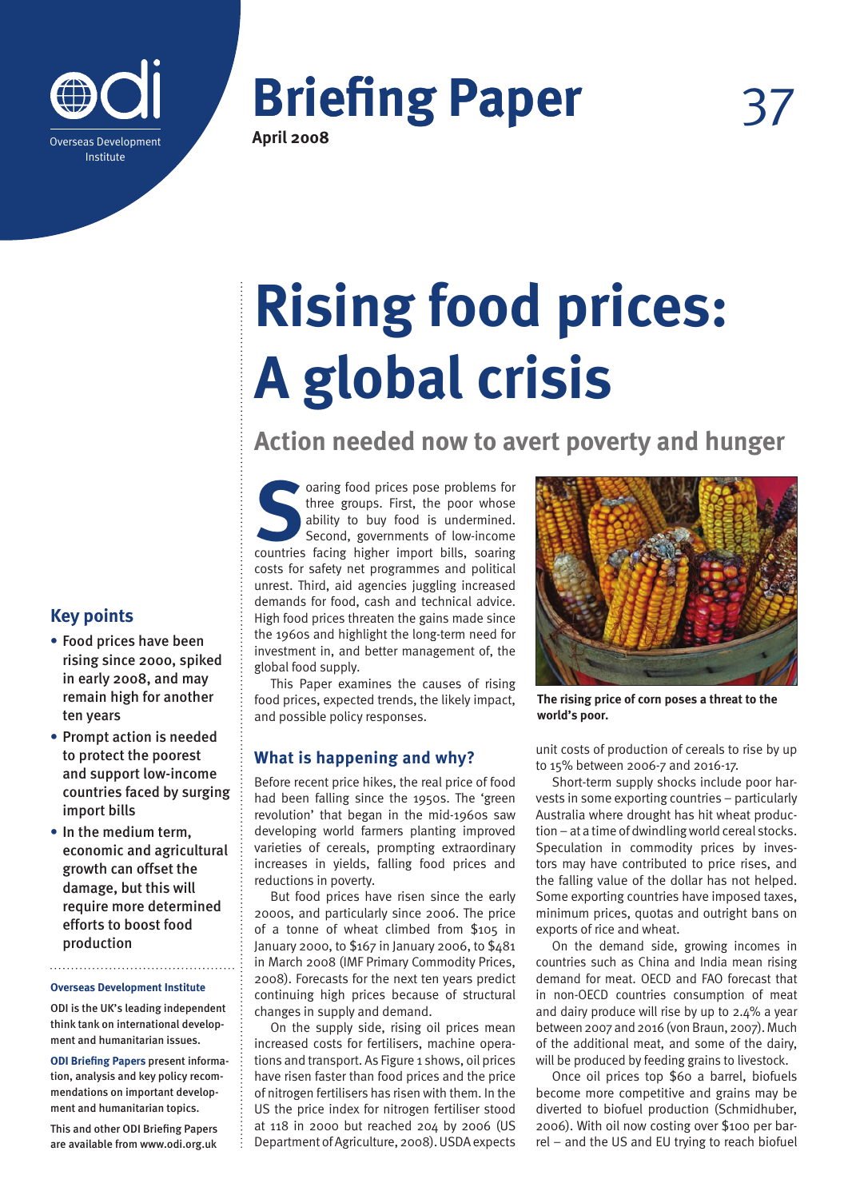# Briefing Paper 37

**April 2008**

# Rising food prices: A global crisis

## Action needed now to avert poverty and hunger

## Key points

- Food prices have been rising since 2000, spiked in early 2008, and may remain high for another ten years
- Prompt action is needed to protect the poorest and support low-income countries faced by surging import bills
- In the medium term, economic and agricultural growth can offset the damage, but this will require more determined efforts to boost food production

**Overseas Development Institute**

ODI is the UK's leading independent think tank on international development and humanitarian issues.

**ODI Briefing Papers** present information, analysis and key policy recommendations on important development and humanitarian topics.

This and other ODI Briefing Papers are available from www.odi.org.uk

Soaring food prices pose problems for three groups. First, the poor whose ability to buy food is undermined. Second, governments of low-income countries facing higher import bills, soaring costs for safety net programmes and political unrest. Third, aid agencies juggling increased demands for food, cash and technical advice. High food prices threaten the gains made since the 1960s and highlight the long-term need for investment in, and better management of, the global food supply.

This Paper examines the causes of rising food prices, expected trends, the likely impact, and possible policy responses.

**The rising price of corn poses a threat to the world's poor.**

### What is happening and why?

Before recent price hikes, the real price of food had been falling since the 1950s. The 'green revolution' that began in the mid-1960s saw developing world farmers planting improved varieties of cereals, prompting extraordinary increases in yields, falling food prices and reductions in poverty.

But food prices have risen since the early 2000s, and particularly since 2006. The price of a tonne of wheat climbed from $105 in January 2000, to $167 in January 2006, to $481 in March 2008 (IMF Primary Commodity Prices, 2008). Forecasts for the next ten years predict continuing high prices because of structural changes in supply and demand.

On the supply side, rising oil prices mean increased costs for fertilisers, machine operations and transport. As Figure 1 shows, oil prices have risen faster than food prices and the price of nitrogen fertilisers has risen with them. In the US the price index for nitrogen fertiliser stood at 118 in 2000 but reached 204 by 2006 (US Department of Agriculture, 2008). USDA expects unit costs of production of cereals to rise by up to 15% between 2006-7 and 2016-17.

Short-term supply shocks include poor harvests in some exporting countries – particularly Australia where drought has hit wheat production – at a time of dwindling world cereal stocks. Speculation in commodity prices by investors may have contributed to price rises, and the falling value of the dollar has not helped. Some exporting countries have imposed taxes, minimum prices, quotas and outright bans on exports of rice and wheat.

On the demand side, growing incomes in countries such as China and India mean rising demand for meat. OECD and FAO forecast that in non-OECD countries consumption of meat and dairy produce will rise by up to 2.4% a year between 2007 and 2016 (von Braun, 2007). Much of the additional meat, and some of the dairy, will be produced by feeding grains to livestock.

Once oil prices top $60 a barrel, biofuels become more competitive and grains may be diverted to biofuel production (Schmidhuber, 2006). With oil now costing over $100 per barrel – and the US and EU trying to reach biofuel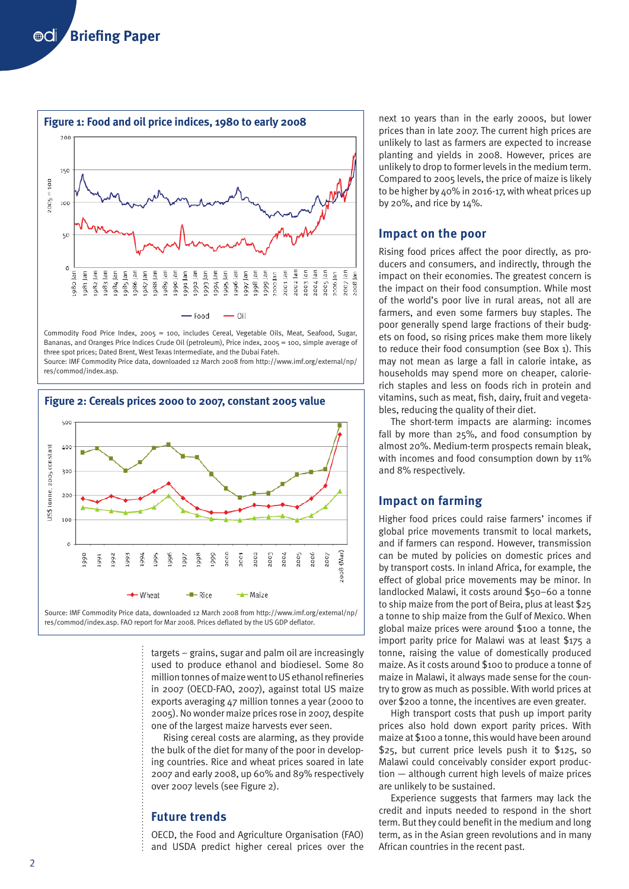## Figure 1: Food and oil price indices, 1980 to early 2008

Commodity Food Price Index, 2005 = 100, includes Cereal, Vegetable Oils, Meat, Seafood, Sugar, Bananas, and Oranges Price Indices Crude Oil (petroleum), Price index, 2005 = 100, simple average of three spot prices; Dated Brent, West Texas Intermediate, and the Dubai Fateh.
Source: IMF Commodity Price data, downloaded 12 March 2008 from http://www.imf.org/external/np/res/commod/index.asp.

## Figure 2: Cereals prices 2000 to 2007, constant 2005 value

Source: IMF Commodity Price data, downloaded 12 March 2008 from http://www.imf.org/external/np/res/commod/index.asp. FAO report for Mar 2008. Prices deflated by the US GDP deflator.

targets – grains, sugar and palm oil are increasingly used to produce ethanol and biodiesel. Some 80 million tonnes of maize went to US ethanol refineries in 2007 (OECD-FAO, 2007), against total US maize exports averaging 47 million tonnes a year (2000 to 2005). No wonder maize prices rose in 2007, despite one of the largest maize harvests ever seen.

Rising cereal costs are alarming, as they provide the bulk of the diet for many of the poor in developing countries. Rice and wheat prices soared in late 2007 and early 2008, up 60% and 89% respectively over 2007 levels (see Figure 2).

## Future trends

OECD, the Food and Agriculture Organisation (FAO) and USDA predict higher cereal prices over the next 10 years than in the early 2000s, but lower prices than in late 2007. The current high prices are unlikely to last as farmers are expected to increase planting and yields in 2008. However, prices are unlikely to drop to former levels in the medium term. Compared to 2005 levels, the price of maize is likely to be higher by 40% in 2016-17, with wheat prices up by 20%, and rice by 14%.

## Impact on the poor

Rising food prices affect the poor directly, as producers and consumers, and indirectly, through the impact on their economies. The greatest concern is the impact on their food consumption. While most of the world's poor live in rural areas, not all are farmers, and even some farmers buy staples. The poor generally spend large fractions of their budgets on food, so rising prices make them more likely to reduce their food consumption (see Box 1). This may not mean as large a fall in calorie intake, as households may spend more on cheaper, calorie-rich staples and less on foods rich in protein and vitamins, such as meat, fish, dairy, fruit and vegetables, reducing the quality of their diet.

The short-term impacts are alarming: incomes fall by more than 25%, and food consumption by almost 20%. Medium-term prospects remain bleak, with incomes and food consumption down by 11% and 8% respectively.

## Impact on farming

Higher food prices could raise farmers' incomes if global price movements transmit to local markets, and if farmers can respond. However, transmission can be muted by policies on domestic prices and by transport costs. In inland Africa, for example, the effect of global price movements may be minor. In landlocked Malawi, it costs around $50–60 a tonne to ship maize from the port of Beira, plus at least $25 a tonne to ship maize from the Gulf of Mexico. When global maize prices were around $100 a tonne, the import parity price for Malawi was at least $175 a tonne, raising the value of domestically produced maize. As it costs around $100 to produce a tonne of maize in Malawi, it always made sense for the country to grow as much as possible. With world prices at over $200 a tonne, the incentives are even greater.

High transport costs that push up import parity prices also hold down export parity prices. With maize at $100 a tonne, this would have been around $25, but current price levels push it to $125, so Malawi could conceivably consider export production — although current high levels of maize prices are unlikely to be sustained.

Experience suggests that farmers may lack the credit and inputs needed to respond in the short term. But they could benefit in the medium and long term, as in the Asian green revolutions and in many African countries in the recent past.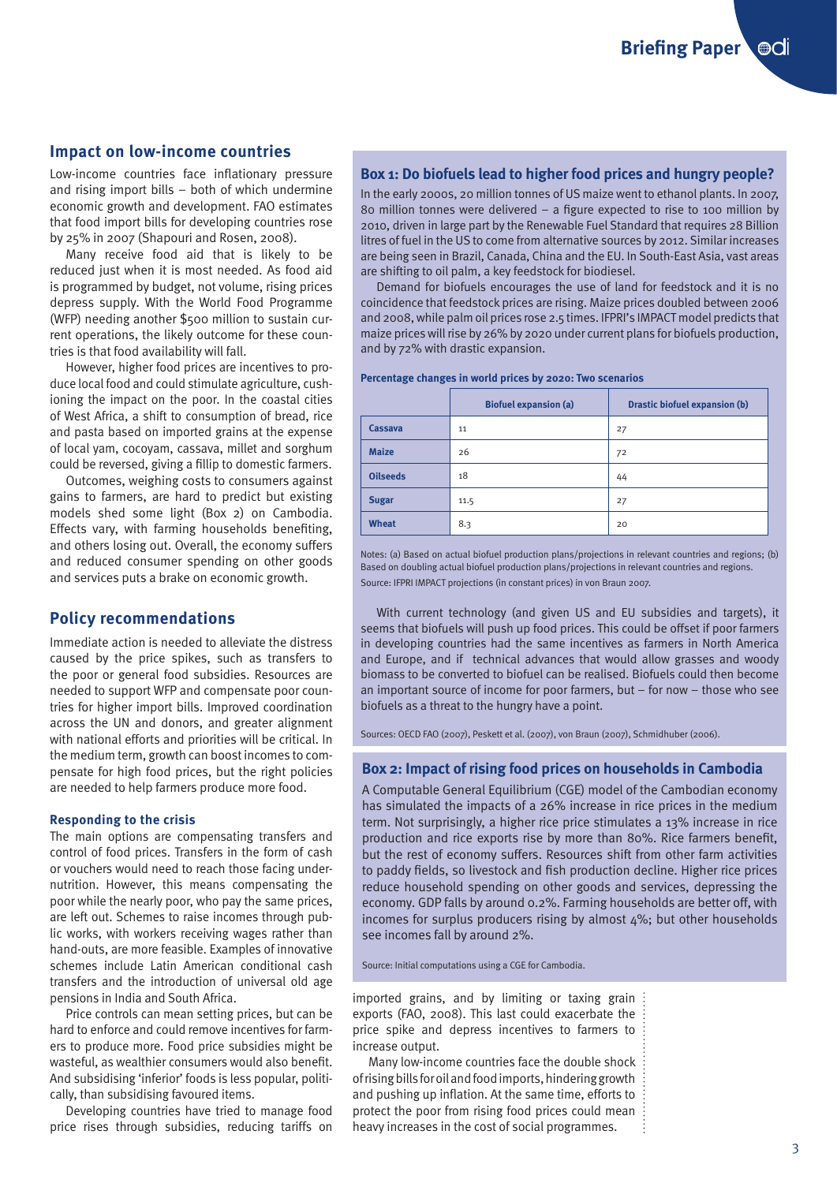## Impact on low-income countries

Low-income countries face inflationary pressure and rising import bills – both of which undermine economic growth and development. FAO estimates that food import bills for developing countries rose by 25% in 2007 (Shapouri and Rosen, 2008).

Many receive food aid that is likely to be reduced just when it is most needed. As food aid is programmed by budget, not volume, rising prices depress supply. With the World Food Programme (WFP) needing another $500 million to sustain current operations, the likely outcome for these countries is that food availability will fall.

However, higher food prices are incentives to produce local food and could stimulate agriculture, cushioning the impact on the poor. In the coastal cities of West Africa, a shift to consumption of bread, rice and pasta based on imported grains at the expense of local yam, cocoyam, cassava, millet and sorghum could be reversed, giving a fillip to domestic farmers.

Outcomes, weighing costs to consumers against gains to farmers, are hard to predict but existing models shed some light (Box 2) on Cambodia. Effects vary, with farming households benefiting, and others losing out. Overall, the economy suffers and reduced consumer spending on other goods and services puts a brake on economic growth.

## Policy recommendations

Immediate action is needed to alleviate the distress caused by the price spikes, such as transfers to the poor or general food subsidies. Resources are needed to support WFP and compensate poor countries for higher import bills. Improved coordination across the UN and donors, and greater alignment with national efforts and priorities will be critical. In the medium term, growth can boost incomes to compensate for high food prices, but the right policies are needed to help farmers produce more food.

### Responding to the crisis

The main options are compensating transfers and control of food prices. Transfers in the form of cash or vouchers would need to reach those facing undernutrition. However, this means compensating the poor while the nearly poor, who pay the same prices, are left out. Schemes to raise incomes through public works, with workers receiving wages rather than hand-outs, are more feasible. Examples of innovative schemes include Latin American conditional cash transfers and the introduction of universal old age pensions in India and South Africa.

Price controls can mean setting prices, but can be hard to enforce and could remove incentives for farmers to produce more. Food price subsidies might be wasteful, as wealthier consumers would also benefit. And subsidising 'inferior' foods is less popular, politically, than subsidising favoured items.

Developing countries have tried to manage food price rises through subsidies, reducing tariffs on imported grains, and by limiting or taxing grain exports (FAO, 2008). This last could exacerbate the price spike and depress incentives to farmers to increase output.

Many low-income countries face the double shock of rising bills for oil and food imports, hindering growth and pushing up inflation. At the same time, efforts to protect the poor from rising food prices could mean heavy increases in the cost of social programmes.

### Box 1: Do biofuels lead to higher food prices and hungry people?

In the early 2000s, 20 million tonnes of US maize went to ethanol plants. In 2007, 80 million tonnes were delivered – a figure expected to rise to 100 million by 2010, driven in large part by the Renewable Fuel Standard that requires 28 Billion litres of fuel in the US to come from alternative sources by 2012. Similar increases are being seen in Brazil, Canada, China and the EU. In South-East Asia, vast areas are shifting to oil palm, a key feedstock for biodiesel.

Demand for biofuels encourages the use of land for feedstock and it is no coincidence that feedstock prices are rising. Maize prices doubled between 2006 and 2008, while palm oil prices rose 2.5 times. IFPRI's IMPACT model predicts that maize prices will rise by 26% by 2020 under current plans for biofuels production, and by 72% with drastic expansion.

**Percentage changes in world prices by 2020: Two scenarios**

| | Biofuel expansion (a) | Drastic biofuel expansion (b) |
|---|---|---|
| Cassava | 11 | 27 |
| Maize | 26 | 72 |
| Oilseeds | 18 | 44 |
| Sugar | 11.5 | 27 |
| Wheat | 8.3 | 20 |

Notes: (a) Based on actual biofuel production plans/projections in relevant countries and regions; (b) Based on doubling actual biofuel production plans/projections in relevant countries and regions.
Source: IFPRI IMPACT projections (in constant prices) in von Braun 2007.

With current technology (and given US and EU subsidies and targets), it seems that biofuels will push up food prices. This could be offset if poor farmers in developing countries had the same incentives as farmers in North America and Europe, and if technical advances that would allow grasses and woody biomass to be converted to biofuel can be realised. Biofuels could then become an important source of income for poor farmers, but – for now – those who see biofuels as a threat to the hungry have a point.

Sources: OECD FAO (2007), Peskett et al. (2007), von Braun (2007), Schmidhuber (2006).

### Box 2: Impact of rising food prices on households in Cambodia

A Computable General Equilibrium (CGE) model of the Cambodian economy has simulated the impacts of a 26% increase in rice prices in the medium term. Not surprisingly, a higher rice price stimulates a 13% increase in rice production and rice exports rise by more than 80%. Rice farmers benefit, but the rest of economy suffers. Resources shift from other farm activities to paddy fields, so livestock and fish production decline. Higher rice prices reduce household spending on other goods and services, depressing the economy. GDP falls by around 0.2%. Farming households are better off, with incomes for surplus producers rising by almost 4%; but other households see incomes fall by around 2%.

Source: Initial computations using a CGE for Cambodia.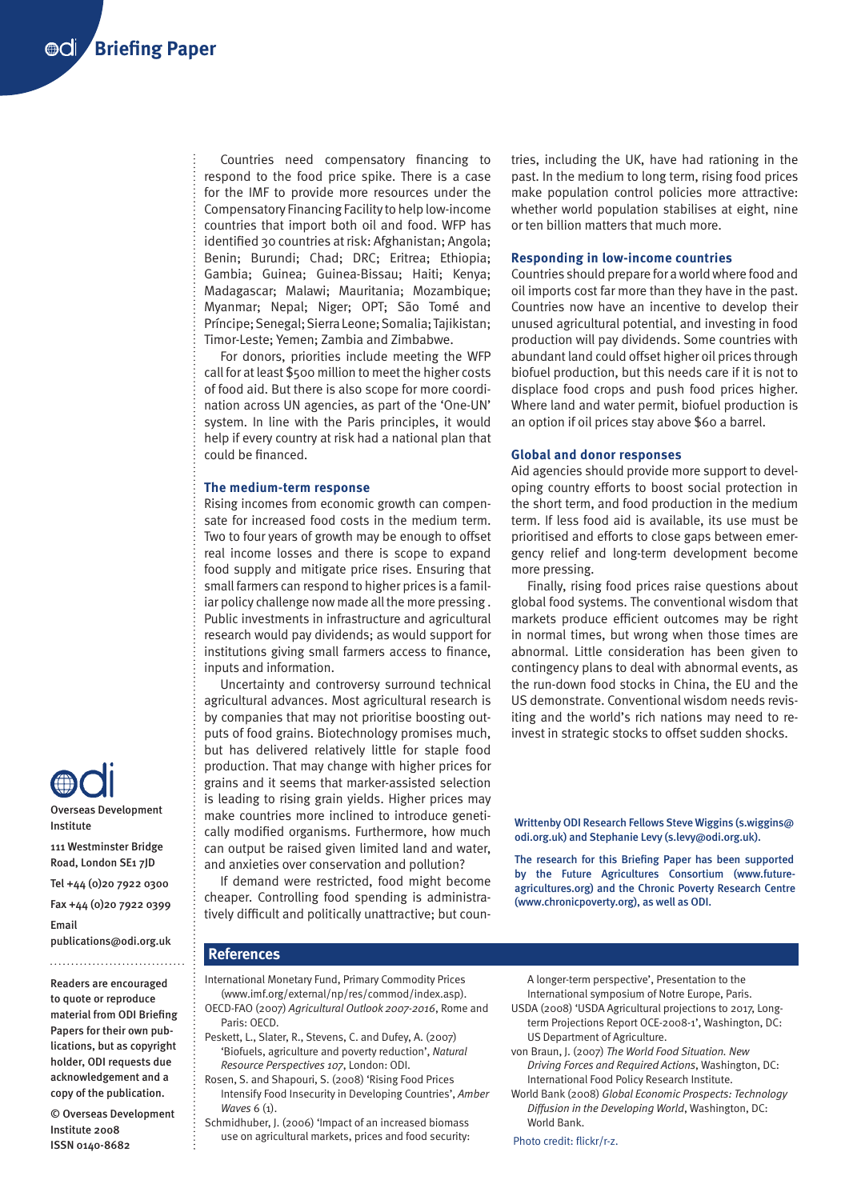Countries need compensatory financing to respond to the food price spike. There is a case for the IMF to provide more resources under the Compensatory Financing Facility to help low-income countries that import both oil and food. WFP has identified 30 countries at risk: Afghanistan; Angola; Benin; Burundi; Chad; DRC; Eritrea; Ethiopia; Gambia; Guinea; Guinea-Bissau; Haiti; Kenya; Madagascar; Malawi; Mauritania; Mozambique; Myanmar; Nepal; Niger; OPT; São Tomé and Príncipe; Senegal; Sierra Leone; Somalia; Tajikistan; Timor-Leste; Yemen; Zambia and Zimbabwe.

For donors, priorities include meeting the WFP call for at least $500 million to meet the higher costs of food aid. But there is also scope for more coordination across UN agencies, as part of the 'One-UN' system. In line with the Paris principles, it would help if every country at risk had a national plan that could be financed.

### The medium-term response

Rising incomes from economic growth can compensate for increased food costs in the medium term. Two to four years of growth may be enough to offset real income losses and there is scope to expand food supply and mitigate price rises. Ensuring that small farmers can respond to higher prices is a familiar policy challenge now made all the more pressing . Public investments in infrastructure and agricultural research would pay dividends; as would support for institutions giving small farmers access to finance, inputs and information.

Uncertainty and controversy surround technical agricultural advances. Most agricultural research is by companies that may not prioritise boosting outputs of food grains. Biotechnology promises much, but has delivered relatively little for staple food production. That may change with higher prices for grains and it seems that marker-assisted selection is leading to rising grain yields. Higher prices may make countries more inclined to introduce genetically modified organisms. Furthermore, how much can output be raised given limited land and water, and anxieties over conservation and pollution?

If demand were restricted, food might become cheaper. Controlling food spending is administratively difficult and politically unattractive; but countries, including the UK, have had rationing in the past. In the medium to long term, rising food prices make population control policies more attractive: whether world population stabilises at eight, nine or ten billion matters that much more.

### Responding in low-income countries

Countries should prepare for a world where food and oil imports cost far more than they have in the past. Countries now have an incentive to develop their unused agricultural potential, and investing in food production will pay dividends. Some countries with abundant land could offset higher oil prices through biofuel production, but this needs care if it is not to displace food crops and push food prices higher. Where land and water permit, biofuel production is an option if oil prices stay above $60 a barrel.

### Global and donor responses

Aid agencies should provide more support to developing country efforts to boost social protection in the short term, and food production in the medium term. If less food aid is available, its use must be prioritised and efforts to close gaps between emergency relief and long-term development become more pressing.

Finally, rising food prices raise questions about global food systems. The conventional wisdom that markets produce efficient outcomes may be right in normal times, but wrong when those times are abnormal. Little consideration has been given to contingency plans to deal with abnormal events, as the run-down food stocks in China, the EU and the US demonstrate. Conventional wisdom needs revisiting and the world's rich nations may need to reinvest in strategic stocks to offset sudden shocks.

Writtenby ODI Research Fellows Steve Wiggins (s.wiggins@odi.org.uk) and Stephanie Levy (s.levy@odi.org.uk).

The research for this Briefing Paper has been supported by the Future Agricultures Consortium (www.future-agricultures.org) and the Chronic Poverty Research Centre (www.chronicpoverty.org), as well as ODI.

## References

International Monetary Fund, Primary Commodity Prices (www.imf.org/external/np/res/commod/index.asp).

OECD-FAO (2007) *Agricultural Outlook 2007-2016*, Rome and Paris: OECD.

Peskett, L., Slater, R., Stevens, C. and Dufey, A. (2007) 'Biofuels, agriculture and poverty reduction', *Natural Resource Perspectives 107*, London: ODI.

Rosen, S. and Shapouri, S. (2008) 'Rising Food Prices Intensify Food Insecurity in Developing Countries', *Amber Waves* 6 (1).

Schmidhuber, J. (2006) 'Impact of an increased biomass use on agricultural markets, prices and food security: A longer-term perspective', Presentation to the International symposium of Notre Europe, Paris.

USDA (2008) 'USDA Agricultural projections to 2017, Long-term Projections Report OCE-2008-1', Washington, DC: US Department of Agriculture.

von Braun, J. (2007) *The World Food Situation. New Driving Forces and Required Actions*, Washington, DC: International Food Policy Research Institute.

World Bank (2008) *Global Economic Prospects: Technology Diffusion in the Developing World*, Washington, DC: World Bank.

Photo credit: flickr/r-z.

Overseas Development Institute

111 Westminster Bridge Road, London SE1 7JD

Tel +44 (0)20 7922 0300

Fax +44 (0)20 7922 0399

Email publications@odi.org.uk

Readers are encouraged to quote or reproduce material from ODI Briefing Papers for their own publications, but as copyright holder, ODI requests due acknowledgement and a copy of the publication.

© Overseas Development Institute 2008
ISSN 0140-8682